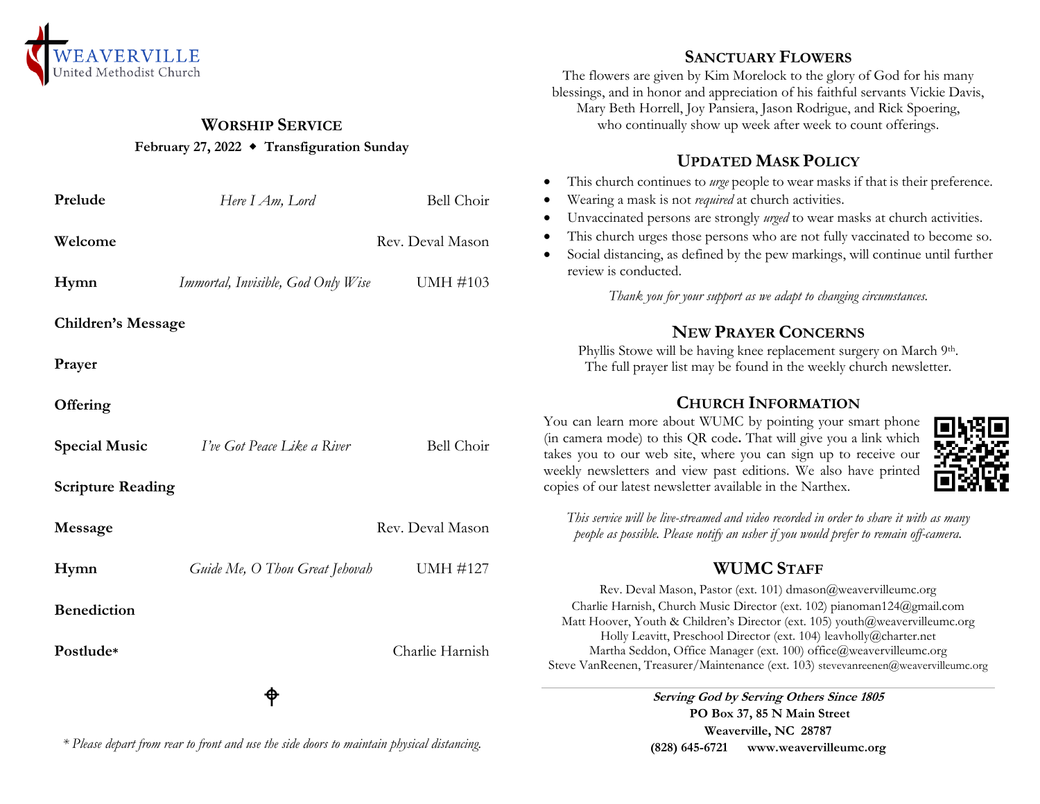WEAVERVILLE
United Methodist Church

## WORSHIP SERVICE

**February 27, 2022 ◆ Transfiguration Sunday**

| | | |
|---|---|---|
| **Prelude** | *Here I Am, Lord* | Bell Choir |
| **Welcome** | | Rev. Deval Mason |
| **Hymn** | *Immortal, Invisible, God Only Wise* | UMH #103 |
| **Children's Message** | | |
| **Prayer** | | |
| **Offering** | | |
| **Special Music** | *I've Got Peace Like a River* | Bell Choir |
| **Scripture Reading** | | |
| **Message** | | Rev. Deval Mason |
| **Hymn** | *Guide Me, O Thou Great Jehovah* | UMH #127 |
| **Benediction** | | |
| **Postlude*** | | Charlie Harnish |

*\* Please depart from rear to front and use the side doors to maintain physical distancing.*

## SANCTUARY FLOWERS

The flowers are given by Kim Morelock to the glory of God for his many blessings, and in honor and appreciation of his faithful servants Vickie Davis, Mary Beth Horrell, Joy Pansiera, Jason Rodrigue, and Rick Spoering, who continually show up week after week to count offerings.

## UPDATED MASK POLICY

- This church continues to *urge* people to wear masks if that is their preference.
- Wearing a mask is not *required* at church activities.
- Unvaccinated persons are strongly *urged* to wear masks at church activities.
- This church urges those persons who are not fully vaccinated to become so.
- Social distancing, as defined by the pew markings, will continue until further review is conducted.

*Thank you for your support as we adapt to changing circumstances.*

## NEW PRAYER CONCERNS

Phyllis Stowe will be having knee replacement surgery on March 9th. The full prayer list may be found in the weekly church newsletter.

## CHURCH INFORMATION

You can learn more about WUMC by pointing your smart phone (in camera mode) to this QR code. That will give you a link which takes you to our web site, where you can sign up to receive our weekly newsletters and view past editions. We also have printed copies of our latest newsletter available in the Narthex.

*This service will be live-streamed and video recorded in order to share it with as many people as possible. Please notify an usher if you would prefer to remain off-camera.*

## WUMC STAFF

Rev. Deval Mason, Pastor (ext. 101) dmason@weavervilleumc.org
Charlie Harnish, Church Music Director (ext. 102) pianoman124@gmail.com
Matt Hoover, Youth & Children's Director (ext. 105) youth@weavervilleumc.org
Holly Leavitt, Preschool Director (ext. 104) leavholly@charter.net
Martha Seddon, Office Manager (ext. 100) office@weavervilleumc.org
Steve VanReenen, Treasurer/Maintenance (ext. 103) stevevanreenen@weavervilleumc.org

***Serving God by Serving Others Since 1805***
**PO Box 37, 85 N Main Street**
**Weaverville, NC 28787**
**(828) 645-6721 www.weavervilleumc.org**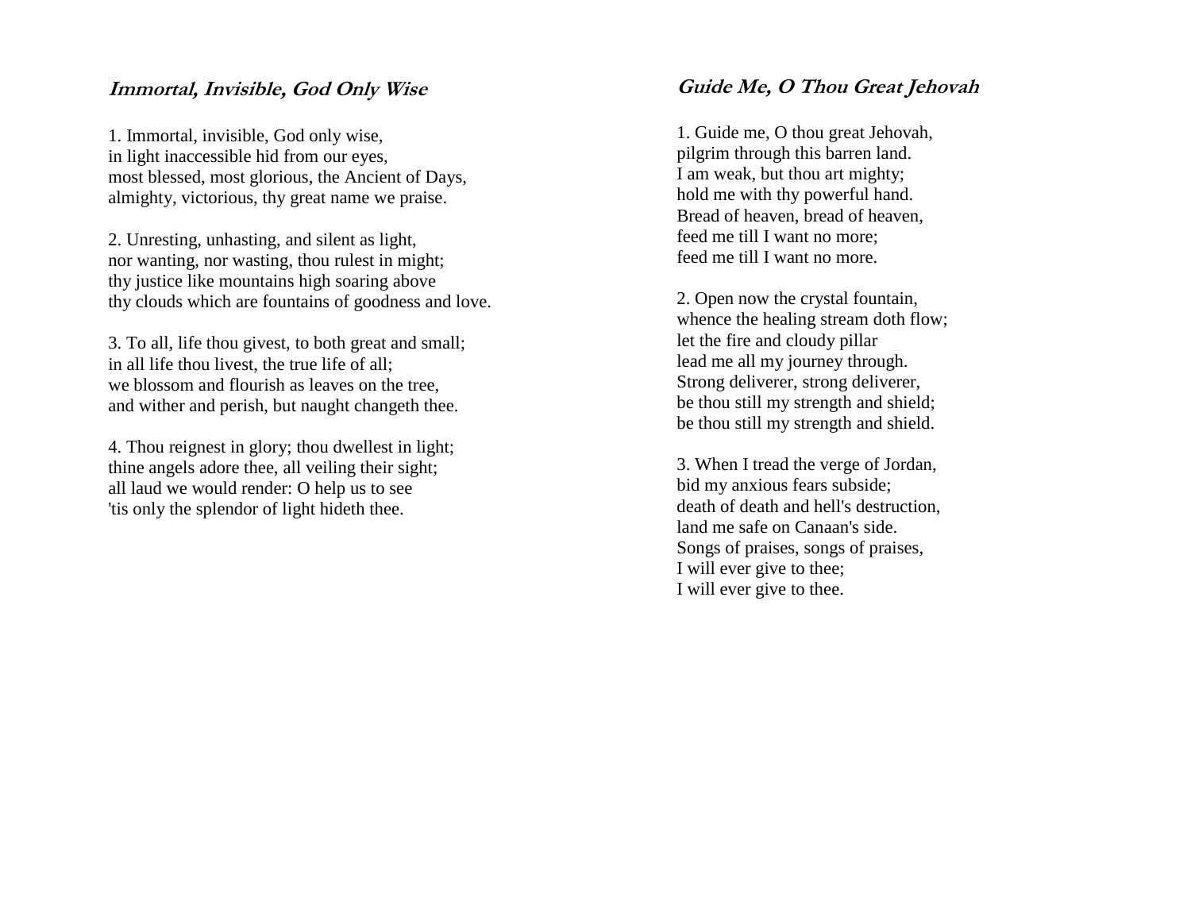## *Immortal, Invisible, God Only Wise*

1. Immortal, invisible, God only wise,
in light inaccessible hid from our eyes,
most blessed, most glorious, the Ancient of Days,
almighty, victorious, thy great name we praise.

2. Unresting, unhasting, and silent as light,
nor wanting, nor wasting, thou rulest in might;
thy justice like mountains high soaring above
thy clouds which are fountains of goodness and love.

3. To all, life thou givest, to both great and small;
in all life thou livest, the true life of all;
we blossom and flourish as leaves on the tree,
and wither and perish, but naught changeth thee.

4. Thou reignest in glory; thou dwellest in light;
thine angels adore thee, all veiling their sight;
all laud we would render: O help us to see
'tis only the splendor of light hideth thee.

## *Guide Me, O Thou Great Jehovah*

1. Guide me, O thou great Jehovah,
pilgrim through this barren land.
I am weak, but thou art mighty;
hold me with thy powerful hand.
Bread of heaven, bread of heaven,
feed me till I want no more;
feed me till I want no more.

2. Open now the crystal fountain,
whence the healing stream doth flow;
let the fire and cloudy pillar
lead me all my journey through.
Strong deliverer, strong deliverer,
be thou still my strength and shield;
be thou still my strength and shield.

3. When I tread the verge of Jordan,
bid my anxious fears subside;
death of death and hell's destruction,
land me safe on Canaan's side.
Songs of praises, songs of praises,
I will ever give to thee;
I will ever give to thee.